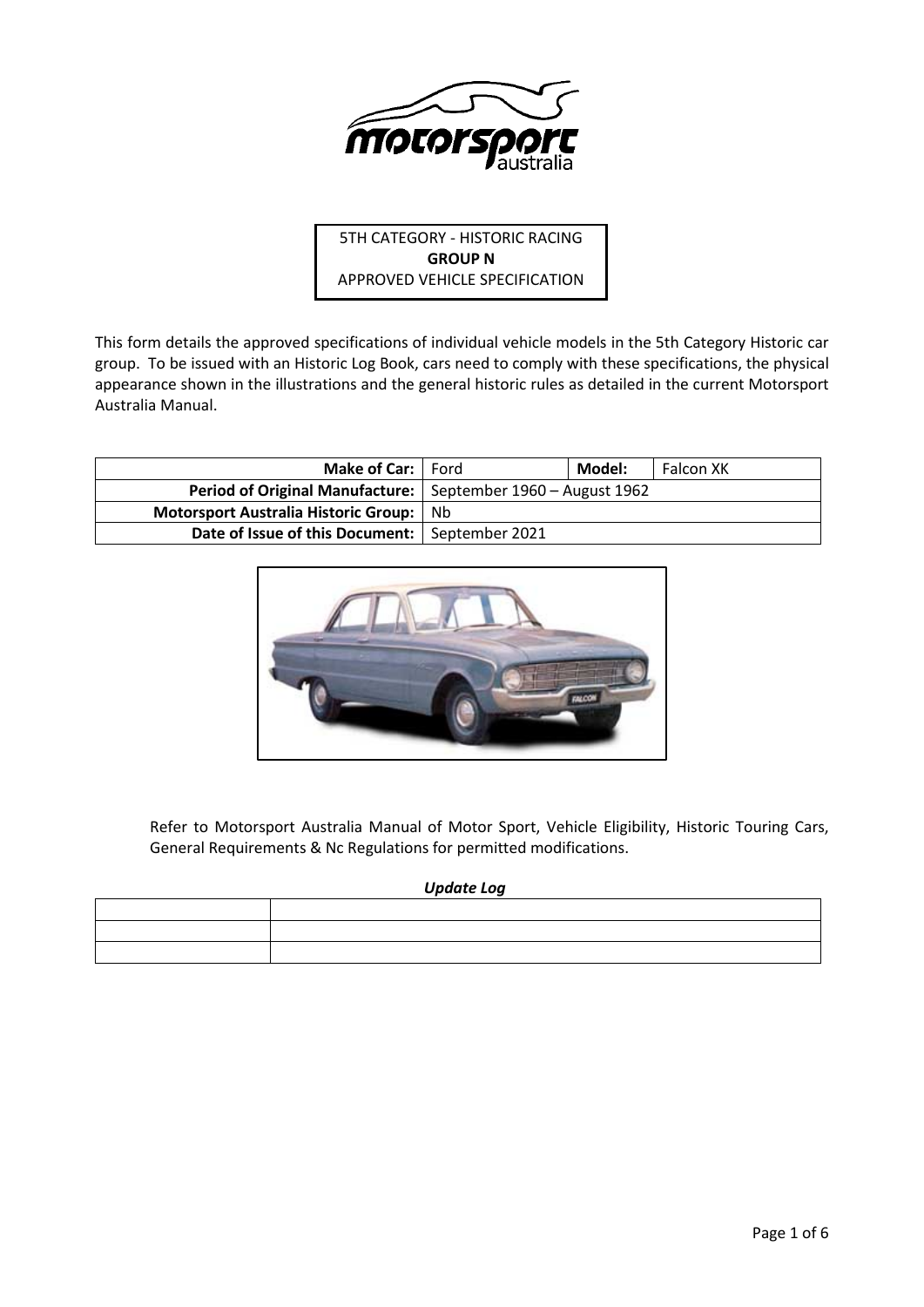5TH CATEGORY - HISTORIC RACING
**GROUP N**
APPROVED VEHICLE SPECIFICATION

This form details the approved specifications of individual vehicle models in the 5th Category Historic car group. To be issued with an Historic Log Book, cars need to comply with these specifications, the physical appearance shown in the illustrations and the general historic rules as detailed in the current Motorsport Australia Manual.

| **Make of Car:** | Ford | **Model:** | Falcon XK |
|---|---|---|---|
| **Period of Original Manufacture:** | September 1960 – August 1962 | | |
| **Motorsport Australia Historic Group:** | Nb | | |
| **Date of Issue of this Document:** | September 2021 | | |

Refer to Motorsport Australia Manual of Motor Sport, Vehicle Eligibility, Historic Touring Cars, General Requirements & Nc Regulations for permitted modifications.

***Update Log***

| | |
|---|---|
| | |
| | |
| | |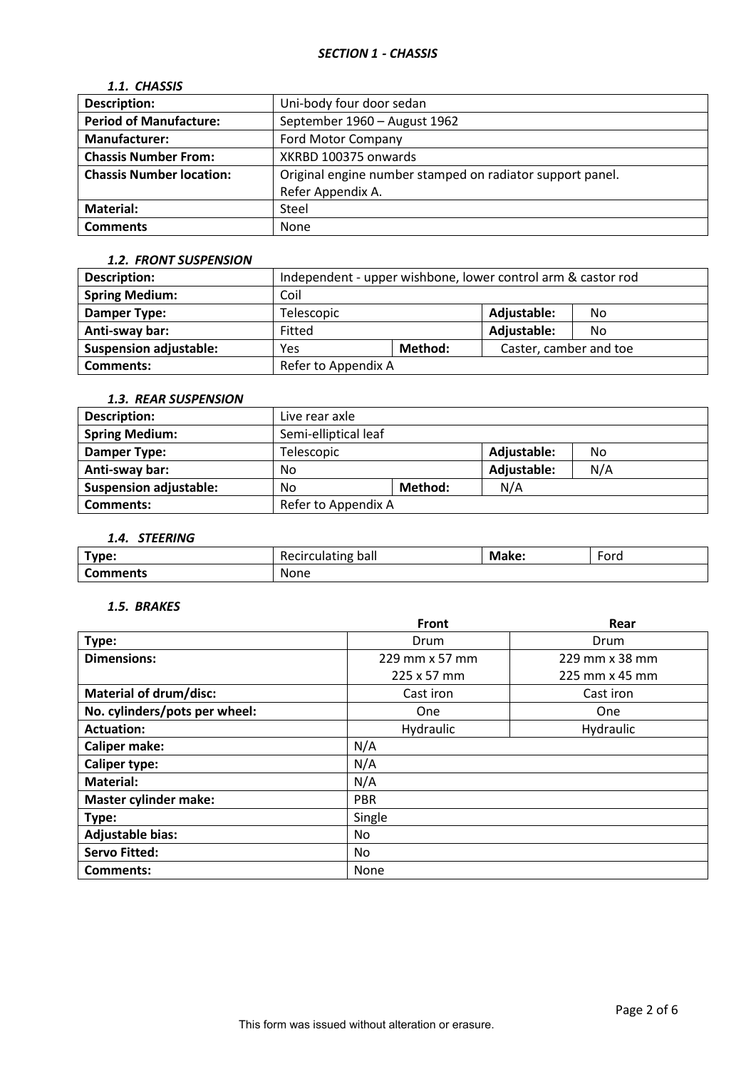## *SECTION 1 - CHASSIS*

### *1.1. CHASSIS*

| **Description:** | Uni-body four door sedan |
|---|---|
| **Period of Manufacture:** | September 1960 – August 1962 |
| **Manufacturer:** | Ford Motor Company |
| **Chassis Number From:** | XKRBD 100375 onwards |
| **Chassis Number location:** | Original engine number stamped on radiator support panel. Refer Appendix A. |
| **Material:** | Steel |
| **Comments** | None |

### *1.2. FRONT SUSPENSION*

| **Description:** | Independent - upper wishbone, lower control arm & castor rod | | | |
|---|---|---|---|---|
| **Spring Medium:** | Coil | | | |
| **Damper Type:** | Telescopic | | **Adjustable:** | No |
| **Anti-sway bar:** | Fitted | | **Adjustable:** | No |
| **Suspension adjustable:** | Yes | **Method:** | Caster, camber and toe | |
| **Comments:** | Refer to Appendix A | | | |

### *1.3. REAR SUSPENSION*

| **Description:** | Live rear axle | | | |
|---|---|---|---|---|
| **Spring Medium:** | Semi-elliptical leaf | | | |
| **Damper Type:** | Telescopic | | **Adjustable:** | No |
| **Anti-sway bar:** | No | | **Adjustable:** | N/A |
| **Suspension adjustable:** | No | **Method:** | N/A | |
| **Comments:** | Refer to Appendix A | | | |

### *1.4. STEERING*

| **Type:** | Recirculating ball | **Make:** | Ford |
|---|---|---|---|
| **Comments** | None | | |

### *1.5. BRAKES*

| | **Front** | **Rear** |
|---|---|---|
| **Type:** | Drum | Drum |
| **Dimensions:** | 229 mm x 57 mm<br>225 x 57 mm | 229 mm x 38 mm<br>225 mm x 45 mm |
| **Material of drum/disc:** | Cast iron | Cast iron |
| **No. cylinders/pots per wheel:** | One | One |
| **Actuation:** | Hydraulic | Hydraulic |
| **Caliper make:** | N/A | |
| **Caliper type:** | N/A | |
| **Material:** | N/A | |
| **Master cylinder make:** | PBR | |
| **Type:** | Single | |
| **Adjustable bias:** | No | |
| **Servo Fitted:** | No | |
| **Comments:** | None | |

This form was issued without alteration or erasure.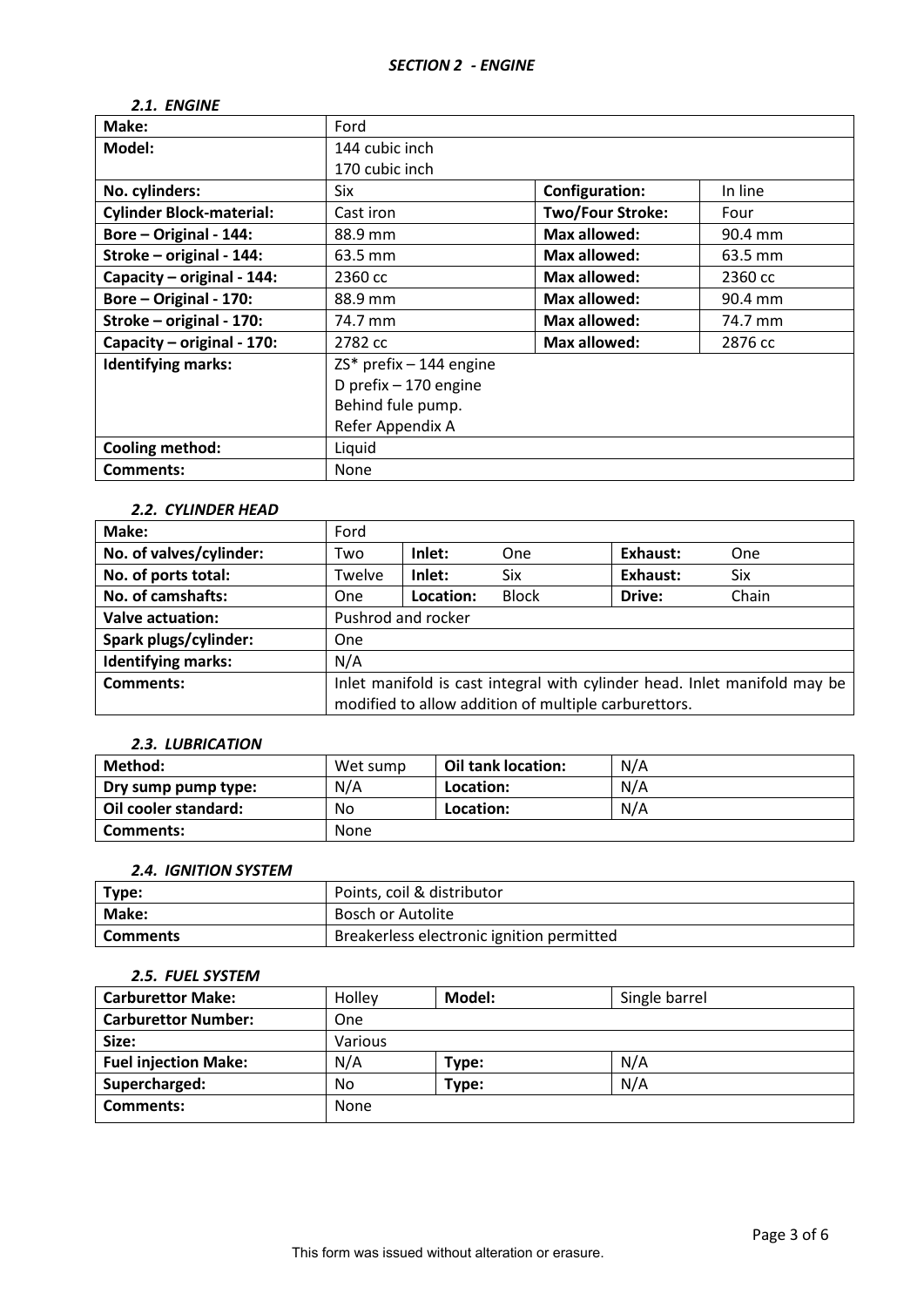### *SECTION 2 - ENGINE*

#### *2.1. ENGINE*

| **Make:** | Ford | | |
|---|---|---|---|
| **Model:** | 144 cubic inch<br>170 cubic inch | | |
| **No. cylinders:** | Six | **Configuration:** | In line |
| **Cylinder Block-material:** | Cast iron | **Two/Four Stroke:** | Four |
| **Bore – Original - 144:** | 88.9 mm | **Max allowed:** | 90.4 mm |
| **Stroke – original - 144:** | 63.5 mm | **Max allowed:** | 63.5 mm |
| **Capacity – original - 144:** | 2360 cc | **Max allowed:** | 2360 cc |
| **Bore – Original - 170:** | 88.9 mm | **Max allowed:** | 90.4 mm |
| **Stroke – original - 170:** | 74.7 mm | **Max allowed:** | 74.7 mm |
| **Capacity – original - 170:** | 2782 cc | **Max allowed:** | 2876 cc |
| **Identifying marks:** | ZS* prefix – 144 engine<br>D prefix – 170 engine<br>Behind fule pump.<br>Refer Appendix A | | |
| **Cooling method:** | Liquid | | |
| **Comments:** | None | | |

#### *2.2. CYLINDER HEAD*

| **Make:** | Ford | | | | |
|---|---|---|---|---|---|
| **No. of valves/cylinder:** | Two | **Inlet:** | One | **Exhaust:** | One |
| **No. of ports total:** | Twelve | **Inlet:** | Six | **Exhaust:** | Six |
| **No. of camshafts:** | One | **Location:** | Block | **Drive:** | Chain |
| **Valve actuation:** | Pushrod and rocker | | | | |
| **Spark plugs/cylinder:** | One | | | | |
| **Identifying marks:** | N/A | | | | |
| **Comments:** | Inlet manifold is cast integral with cylinder head. Inlet manifold may be modified to allow addition of multiple carburettors. | | | | |

#### *2.3. LUBRICATION*

| **Method:** | Wet sump | **Oil tank location:** | N/A |
|---|---|---|---|
| **Dry sump pump type:** | N/A | **Location:** | N/A |
| **Oil cooler standard:** | No | **Location:** | N/A |
| **Comments:** | None | | |

#### *2.4. IGNITION SYSTEM*

| **Type:** | Points, coil & distributor |
|---|---|
| **Make:** | Bosch or Autolite |
| **Comments** | Breakerless electronic ignition permitted |

#### *2.5. FUEL SYSTEM*

| **Carburettor Make:** | Holley | **Model:** | Single barrel |
|---|---|---|---|
| **Carburettor Number:** | One | | |
| **Size:** | Various | | |
| **Fuel injection Make:** | N/A | **Type:** | N/A |
| **Supercharged:** | No | **Type:** | N/A |
| **Comments:** | None | | |

This form was issued without alteration or erasure.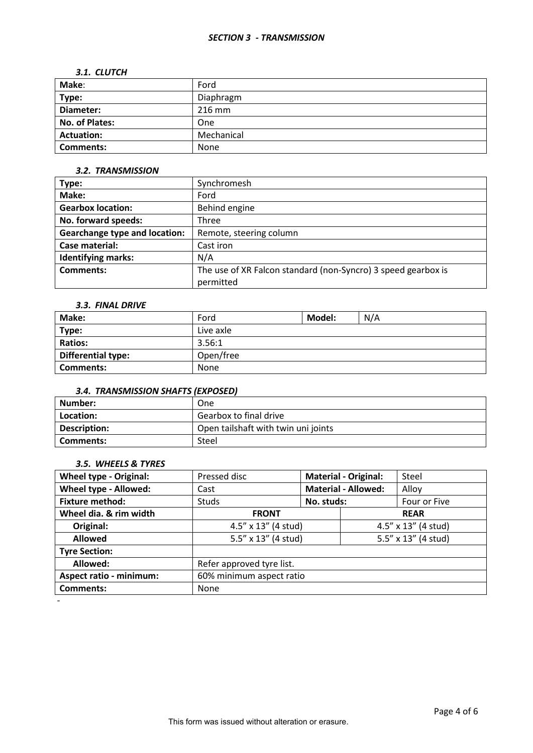## *SECTION 3 - TRANSMISSION*

### *3.1. CLUTCH*

| | |
|---|---|
| **Make**: | Ford |
| **Type:** | Diaphragm |
| **Diameter:** | 216 mm |
| **No. of Plates:** | One |
| **Actuation:** | Mechanical |
| **Comments:** | None |

### *3.2. TRANSMISSION*

| | |
|---|---|
| **Type:** | Synchromesh |
| **Make:** | Ford |
| **Gearbox location:** | Behind engine |
| **No. forward speeds:** | Three |
| **Gearchange type and location:** | Remote, steering column |
| **Case material:** | Cast iron |
| **Identifying marks:** | N/A |
| **Comments:** | The use of XR Falcon standard (non-Syncro) 3 speed gearbox is permitted |

### *3.3. FINAL DRIVE*

| | | | |
|---|---|---|---|
| **Make:** | Ford | **Model:** | N/A |
| **Type:** | Live axle | | |
| **Ratios:** | 3.56:1 | | |
| **Differential type:** | Open/free | | |
| **Comments:** | None | | |

### *3.4. TRANSMISSION SHAFTS (EXPOSED)*

| | |
|---|---|
| **Number:** | One |
| **Location:** | Gearbox to final drive |
| **Description:** | Open tailshaft with twin uni joints |
| **Comments:** | Steel |

### *3.5. WHEELS & TYRES*

| | | | |
|---|---|---|---|
| **Wheel type - Original:** | Pressed disc | **Material - Original:** | Steel |
| **Wheel type - Allowed:** | Cast | **Material - Allowed:** | Alloy |
| **Fixture method:** | Studs | **No. studs:** | Four or Five |
| **Wheel dia. & rim width** | **FRONT** | **REAR** | |
| **Original:** | 4.5" x 13" (4 stud) | 4.5" x 13" (4 stud) | |
| **Allowed** | 5.5" x 13" (4 stud) | 5.5" x 13" (4 stud) | |
| **Tyre Section:** | | | |
| **Allowed:** | Refer approved tyre list. | | |
| **Aspect ratio - minimum:** | 60% minimum aspect ratio | | |
| **Comments:** | None | | |

This form was issued without alteration or erasure.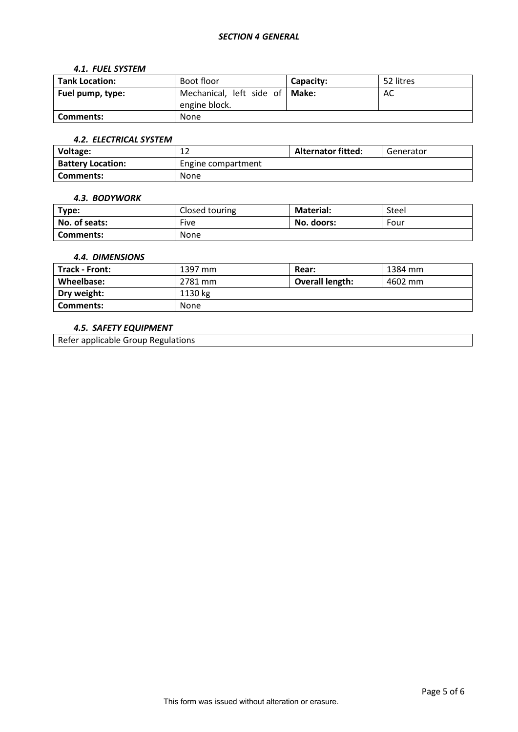# *SECTION 4 GENERAL*

### *4.1. FUEL SYSTEM*

| **Tank Location:** | Boot floor | **Capacity:** | 52 litres |
|---|---|---|---|
| **Fuel pump, type:** | Mechanical, left side of engine block. | **Make:** | AC |
| **Comments:** | None | | |

### *4.2. ELECTRICAL SYSTEM*

| **Voltage:** | 12 | **Alternator fitted:** | Generator |
|---|---|---|---|
| **Battery Location:** | Engine compartment | | |
| **Comments:** | None | | |

### *4.3. BODYWORK*

| **Type:** | Closed touring | **Material:** | Steel |
|---|---|---|---|
| **No. of seats:** | Five | **No. doors:** | Four |
| **Comments:** | None | | |

### *4.4. DIMENSIONS*

| **Track - Front:** | 1397 mm | **Rear:** | 1384 mm |
|---|---|---|---|
| **Wheelbase:** | 2781 mm | **Overall length:** | 4602 mm |
| **Dry weight:** | 1130 kg | | |
| **Comments:** | None | | |

### *4.5. SAFETY EQUIPMENT*

| Refer applicable Group Regulations |
|---|

This form was issued without alteration or erasure.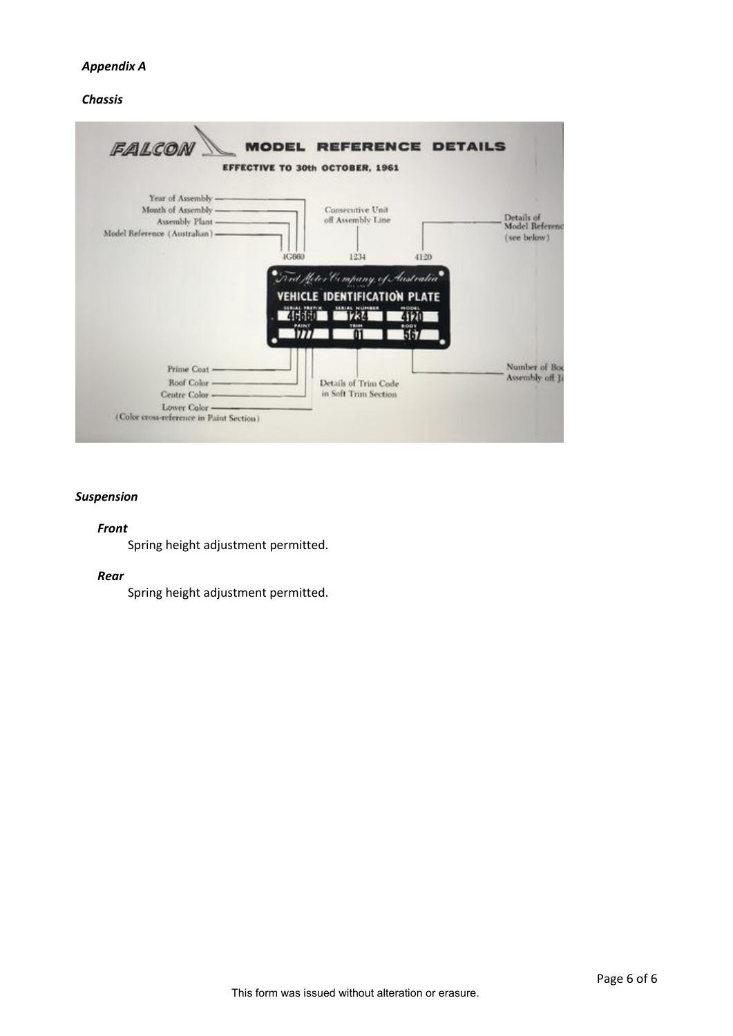*Appendix A*

*Chassis*

FALCON MODEL REFERENCE DETAILS

EFFECTIVE TO 30th OCTOBER, 1961

Year of Assembly

Month of Assembly

Assembly Plant

Model Reference (Australian)

Consecutive Unit off Assembly Line

Details of Model Referenc (see below)

4G660

1234

4120

Ford Motor Company of Australia

VEHICLE IDENTIFICATION PLATE

SERIAL PREFIX 4G660 SERIAL NUMBER 1234 MODEL 4120

PAINT 1777 TRIM 01 BODY 567

Prime Coat

Roof Color

Centre Color

Lower Color

(Color cross-reference in Paint Section)

Details of Trim Code in Soft Trim Section

Number of Boc Assembly off Ji

*Suspension*

*Front*

Spring height adjustment permitted.

*Rear*

Spring height adjustment permitted.